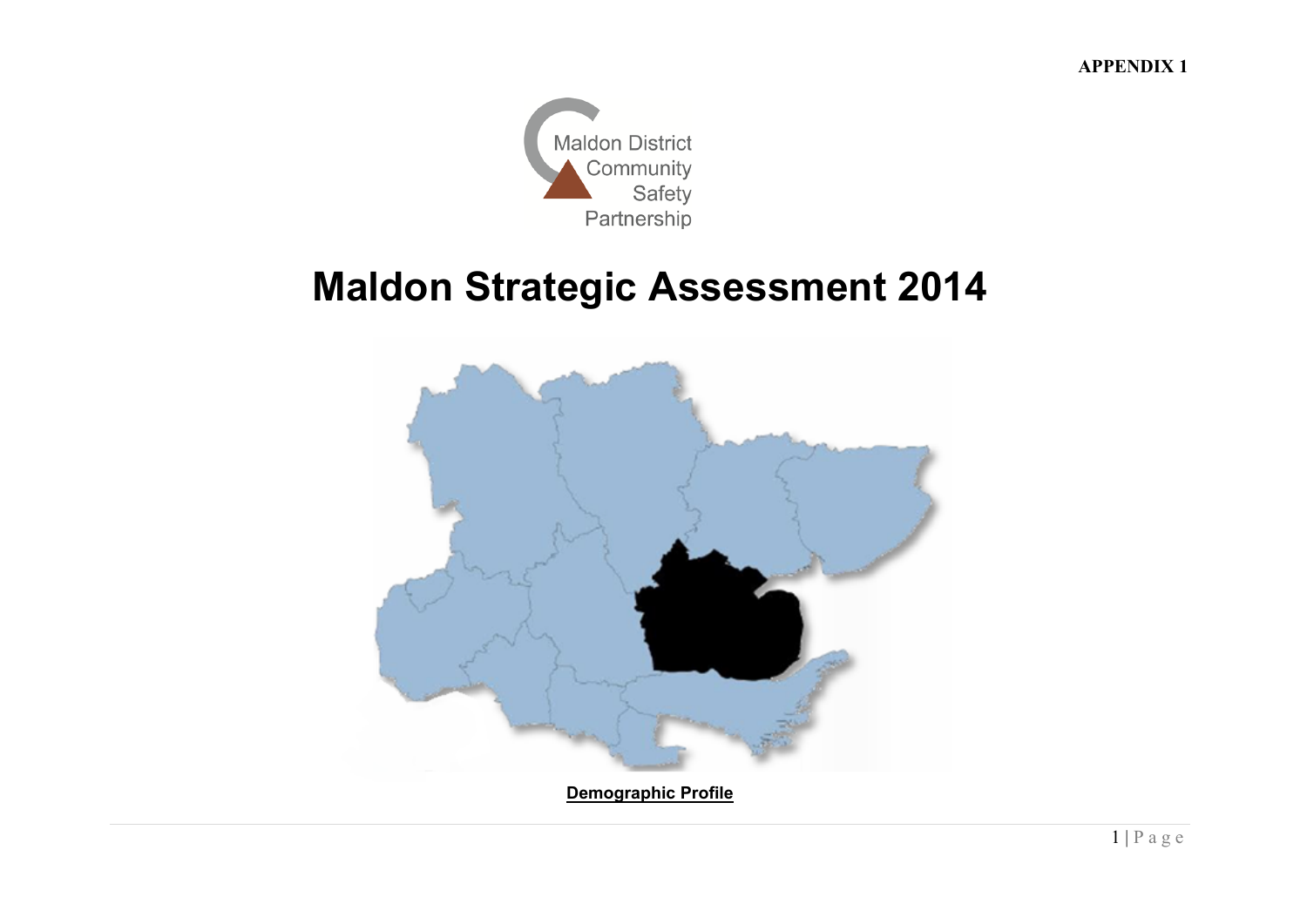APPENDIX 1

Maldon District Community Safety Partnership

# Maldon Strategic Assessment 2014

**Demographic Profile**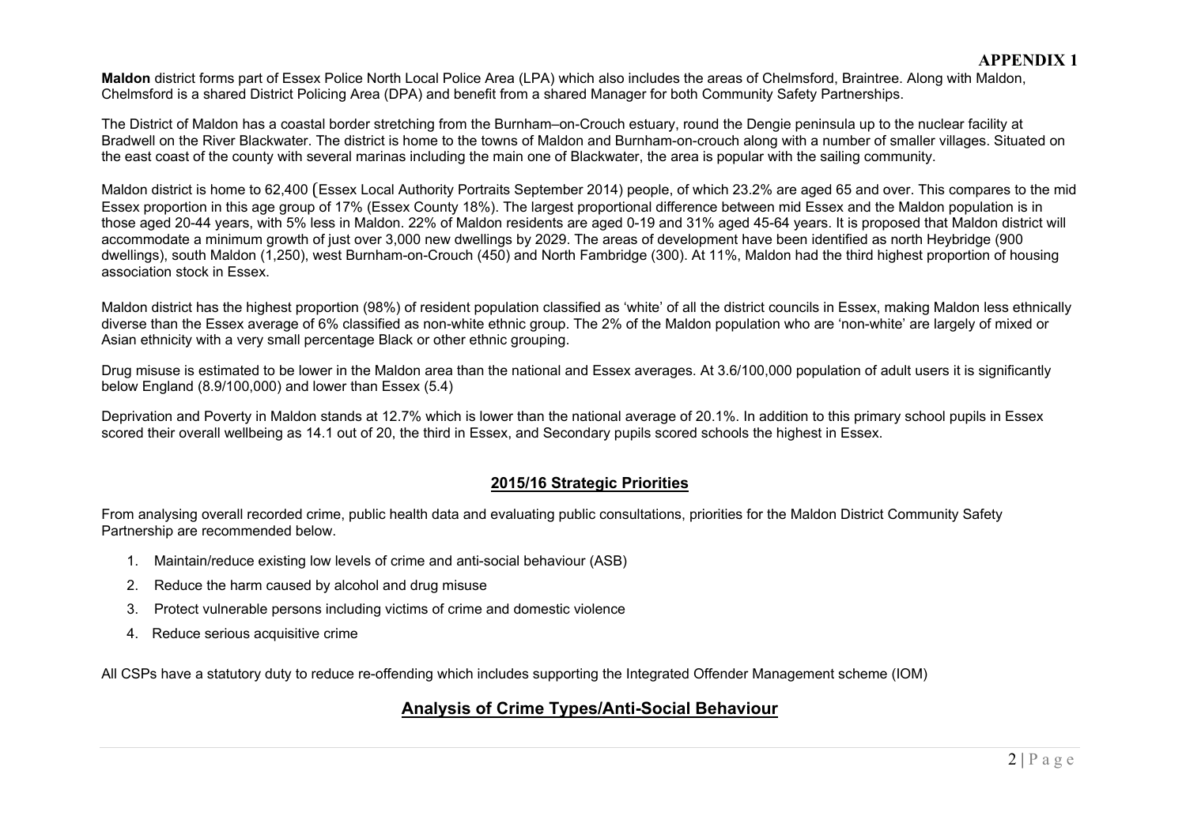**APPENDIX 1**

**Maldon** district forms part of Essex Police North Local Police Area (LPA) which also includes the areas of Chelmsford, Braintree. Along with Maldon, Chelmsford is a shared District Policing Area (DPA) and benefit from a shared Manager for both Community Safety Partnerships.

The District of Maldon has a coastal border stretching from the Burnham–on-Crouch estuary, round the Dengie peninsula up to the nuclear facility at Bradwell on the River Blackwater. The district is home to the towns of Maldon and Burnham-on-crouch along with a number of smaller villages. Situated on the east coast of the county with several marinas including the main one of Blackwater, the area is popular with the sailing community.

Maldon district is home to 62,400 (Essex Local Authority Portraits September 2014) people, of which 23.2% are aged 65 and over. This compares to the mid Essex proportion in this age group of 17% (Essex County 18%). The largest proportional difference between mid Essex and the Maldon population is in those aged 20-44 years, with 5% less in Maldon. 22% of Maldon residents are aged 0-19 and 31% aged 45-64 years. It is proposed that Maldon district will accommodate a minimum growth of just over 3,000 new dwellings by 2029. The areas of development have been identified as north Heybridge (900 dwellings), south Maldon (1,250), west Burnham-on-Crouch (450) and North Fambridge (300). At 11%, Maldon had the third highest proportion of housing association stock in Essex.

Maldon district has the highest proportion (98%) of resident population classified as 'white' of all the district councils in Essex, making Maldon less ethnically diverse than the Essex average of 6% classified as non-white ethnic group. The 2% of the Maldon population who are 'non-white' are largely of mixed or Asian ethnicity with a very small percentage Black or other ethnic grouping.

Drug misuse is estimated to be lower in the Maldon area than the national and Essex averages. At 3.6/100,000 population of adult users it is significantly below England (8.9/100,000) and lower than Essex (5.4)

Deprivation and Poverty in Maldon stands at 12.7% which is lower than the national average of 20.1%. In addition to this primary school pupils in Essex scored their overall wellbeing as 14.1 out of 20, the third in Essex, and Secondary pupils scored schools the highest in Essex.

## 2015/16 Strategic Priorities

From analysing overall recorded crime, public health data and evaluating public consultations, priorities for the Maldon District Community Safety Partnership are recommended below.

1. Maintain/reduce existing low levels of crime and anti-social behaviour (ASB)
2. Reduce the harm caused by alcohol and drug misuse
3. Protect vulnerable persons including victims of crime and domestic violence
4. Reduce serious acquisitive crime

All CSPs have a statutory duty to reduce re-offending which includes supporting the Integrated Offender Management scheme (IOM)

## Analysis of Crime Types/Anti-Social Behaviour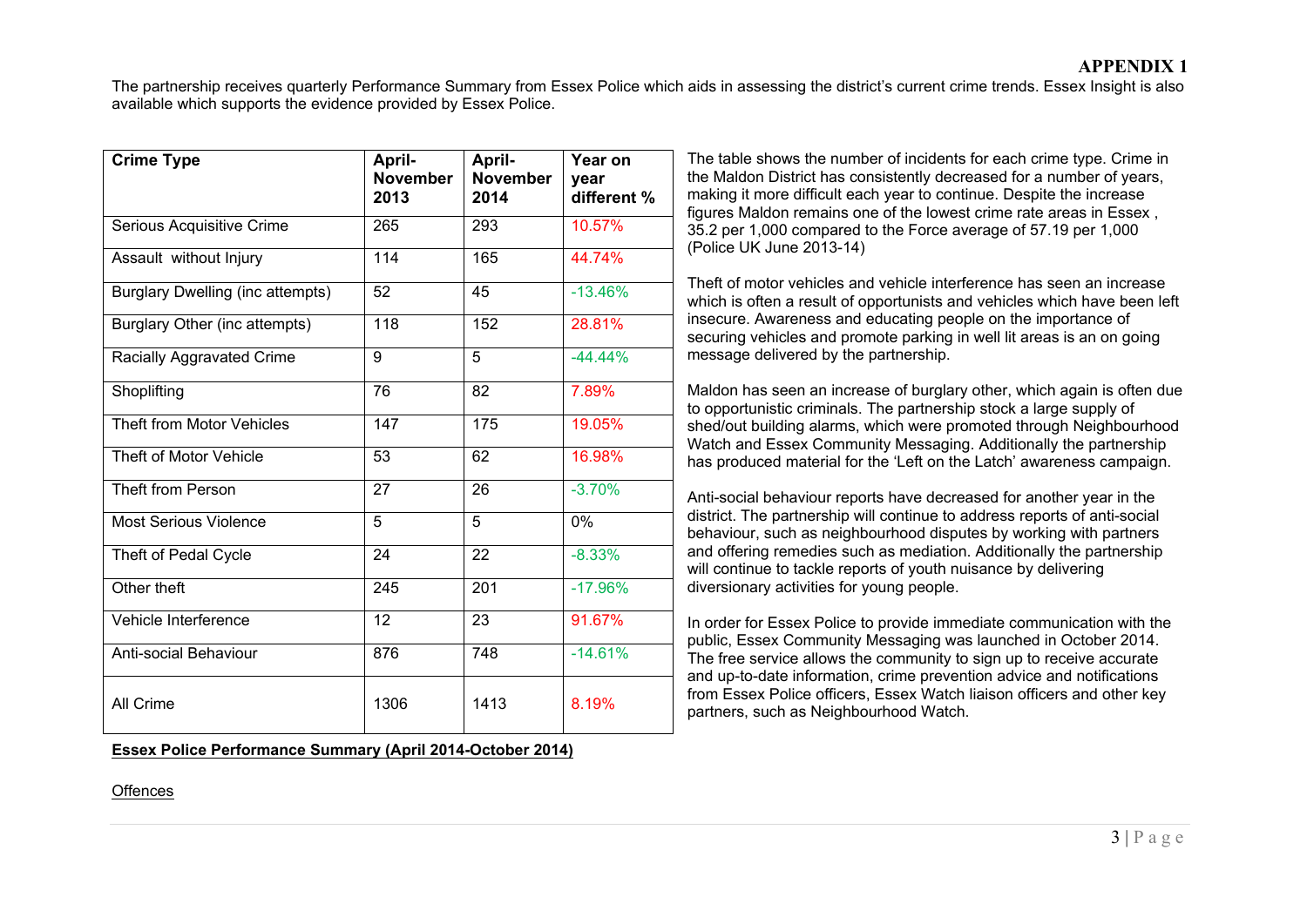**APPENDIX 1**

The partnership receives quarterly Performance Summary from Essex Police which aids in assessing the district's current crime trends. Essex Insight is also available which supports the evidence provided by Essex Police.

| Crime Type | April-November 2013 | April-November 2014 | Year on year different % |
|---|---|---|---|
| Serious Acquisitive Crime | 265 | 293 | 10.57% |
| Assault without Injury | 114 | 165 | 44.74% |
| Burglary Dwelling (inc attempts) | 52 | 45 | -13.46% |
| Burglary Other (inc attempts) | 118 | 152 | 28.81% |
| Racially Aggravated Crime | 9 | 5 | -44.44% |
| Shoplifting | 76 | 82 | 7.89% |
| Theft from Motor Vehicles | 147 | 175 | 19.05% |
| Theft of Motor Vehicle | 53 | 62 | 16.98% |
| Theft from Person | 27 | 26 | -3.70% |
| Most Serious Violence | 5 | 5 | 0% |
| Theft of Pedal Cycle | 24 | 22 | -8.33% |
| Other theft | 245 | 201 | -17.96% |
| Vehicle Interference | 12 | 23 | 91.67% |
| Anti-social Behaviour | 876 | 748 | -14.61% |
| All Crime | 1306 | 1413 | 8.19% |

The table shows the number of incidents for each crime type. Crime in the Maldon District has consistently decreased for a number of years, making it more difficult each year to continue. Despite the increase figures Maldon remains one of the lowest crime rate areas in Essex , 35.2 per 1,000 compared to the Force average of 57.19 per 1,000 (Police UK June 2013-14)

Theft of motor vehicles and vehicle interference has seen an increase which is often a result of opportunists and vehicles which have been left insecure. Awareness and educating people on the importance of securing vehicles and promote parking in well lit areas is an on going message delivered by the partnership.

Maldon has seen an increase of burglary other, which again is often due to opportunistic criminals. The partnership stock a large supply of shed/out building alarms, which were promoted through Neighbourhood Watch and Essex Community Messaging. Additionally the partnership has produced material for the 'Left on the Latch' awareness campaign.

Anti-social behaviour reports have decreased for another year in the district. The partnership will continue to address reports of anti-social behaviour, such as neighbourhood disputes by working with partners and offering remedies such as mediation. Additionally the partnership will continue to tackle reports of youth nuisance by delivering diversionary activities for young people.

In order for Essex Police to provide immediate communication with the public, Essex Community Messaging was launched in October 2014. The free service allows the community to sign up to receive accurate and up-to-date information, crime prevention advice and notifications from Essex Police officers, Essex Watch liaison officers and other key partners, such as Neighbourhood Watch.

**Essex Police Performance Summary (April 2014-October 2014)**

Offences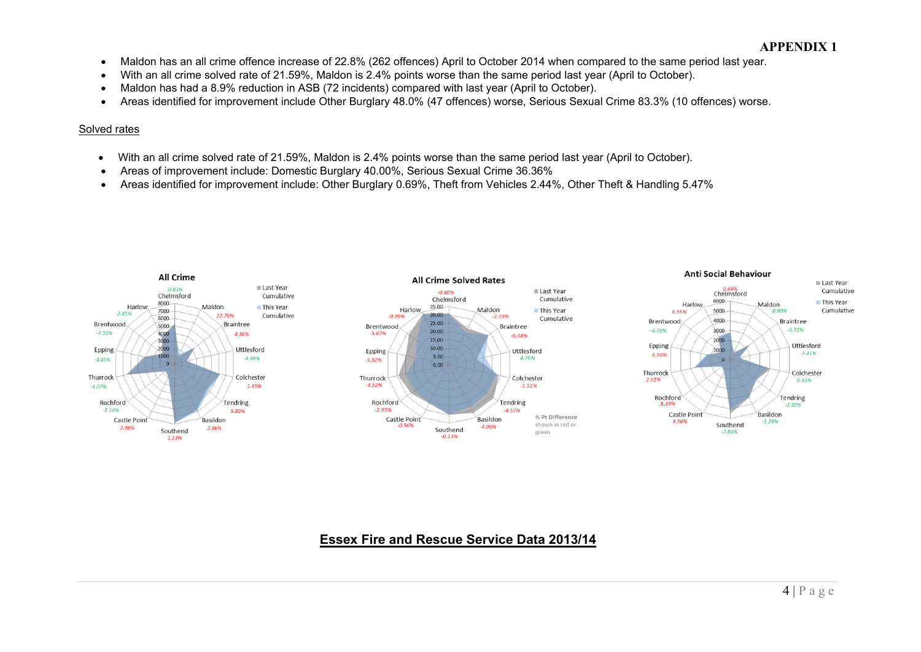# APPENDIX 1

- Maldon has an all crime offence increase of 22.8% (262 offences) April to October 2014 when compared to the same period last year.
- With an all crime solved rate of 21.59%, Maldon is 2.4% points worse than the same period last year (April to October).
- Maldon has had a 8.9% reduction in ASB (72 incidents) compared with last year (April to October).
- Areas identified for improvement include Other Burglary 48.0% (47 offences) worse, Serious Sexual Crime 83.3% (10 offences) worse.

Solved rates

- With an all crime solved rate of 21.59%, Maldon is 2.4% points worse than the same period last year (April to October).
- Areas of improvement include: Domestic Burglary 40.00%, Serious Sexual Crime 36.36%
- Areas identified for improvement include: Other Burglary 0.69%, Theft from Vehicles 2.44%, Other Theft & Handling 5.47%

**All Crime**

| District | % Difference |
|---|---|
| Chelmsford | -0.83% |
| Maldon | 22.76% |
| Braintree | 4.36% |
| Uttlesford | -4.99% |
| Colchester | 1.45% |
| Tendring | 5.80% |
| Basildon | 2.96% |
| Southend | 1.13% |
| Castle Point | 7.96% |
| Rochford | -2.14% |
| Thurrock | -4.07% |
| Epping | -4.45% |
| Brentwood | -7.51% |
| Harlow | -2.41% |

Legend: Last Year Cumulative; This Year Cumulative

**All Crime Solved Rates**

| District | % Pt Difference |
|---|---|
| Chelmsford | -0.60% |
| Maldon | -2.39% |
| Braintree | -0.38% |
| Uttlesford | 4.76% |
| Colchester | -1.51% |
| Tendring | -4.57% |
| Basildon | -4.06% |
| Southend | -0.13% |
| Castle Point | -0.56% |
| Rochford | -2.95% |
| Thurrock | -4.52% |
| Epping | -5.92% |
| Brentwood | -5.67% |
| Harlow | -0.05% |

Legend: Last Year Cumulative; This Year Cumulative

% Pt Difference shown in red or green

**Anti Social Behaviour**

| District | % Difference |
|---|---|
| Chelmsford | 0.68% |
| Maldon | -8.90% |
| Braintree | -5.72% |
| Uttlesford | -3.41% |
| Colchester | -5.31% |
| Tendring | -2.30% |
| Basildon | -1.29% |
| Southend | -7.86% |
| Castle Point | 9.56% |
| Rochford | 8.34% |
| Thurrock | 2.51% |
| Epping | 6.56% |
| Brentwood | -4.75% |
| Harlow | 6.55% |

Legend: Last Year Cumulative; This Year Cumulative

## Essex Fire and Rescue Service Data 2013/14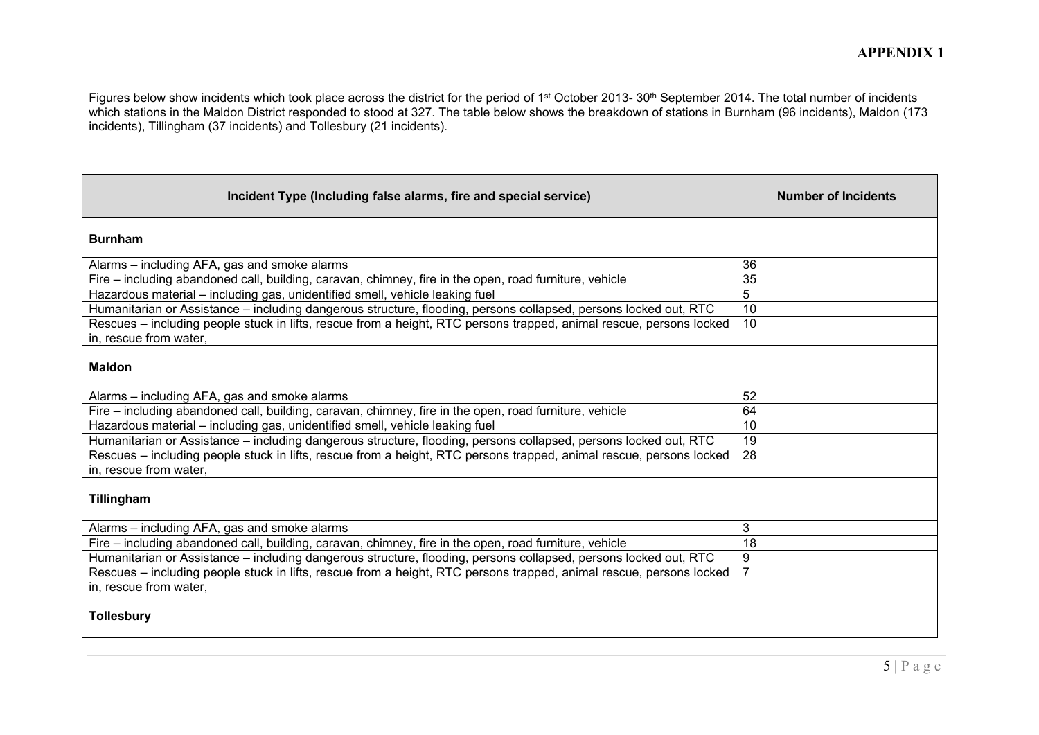**APPENDIX 1**

Figures below show incidents which took place across the district for the period of 1st October 2013- 30th September 2014. The total number of incidents which stations in the Maldon District responded to stood at 327. The table below shows the breakdown of stations in Burnham (96 incidents), Maldon (173 incidents), Tillingham (37 incidents) and Tollesbury (21 incidents).

| Incident Type (Including false alarms, fire and special service) | Number of Incidents |
|---|---|
| **Burnham** | |
| Alarms – including AFA, gas and smoke alarms | 36 |
| Fire – including abandoned call, building, caravan, chimney, fire in the open, road furniture, vehicle | 35 |
| Hazardous material – including gas, unidentified smell, vehicle leaking fuel | 5 |
| Humanitarian or Assistance – including dangerous structure, flooding, persons collapsed, persons locked out, RTC | 10 |
| Rescues – including people stuck in lifts, rescue from a height, RTC persons trapped, animal rescue, persons locked in, rescue from water, | 10 |
| **Maldon** | |
| Alarms – including AFA, gas and smoke alarms | 52 |
| Fire – including abandoned call, building, caravan, chimney, fire in the open, road furniture, vehicle | 64 |
| Hazardous material – including gas, unidentified smell, vehicle leaking fuel | 10 |
| Humanitarian or Assistance – including dangerous structure, flooding, persons collapsed, persons locked out, RTC | 19 |
| Rescues – including people stuck in lifts, rescue from a height, RTC persons trapped, animal rescue, persons locked in, rescue from water, | 28 |
| **Tillingham** | |
| Alarms – including AFA, gas and smoke alarms | 3 |
| Fire – including abandoned call, building, caravan, chimney, fire in the open, road furniture, vehicle | 18 |
| Humanitarian or Assistance – including dangerous structure, flooding, persons collapsed, persons locked out, RTC | 9 |
| Rescues – including people stuck in lifts, rescue from a height, RTC persons trapped, animal rescue, persons locked in, rescue from water, | 7 |
| **Tollesbury** | |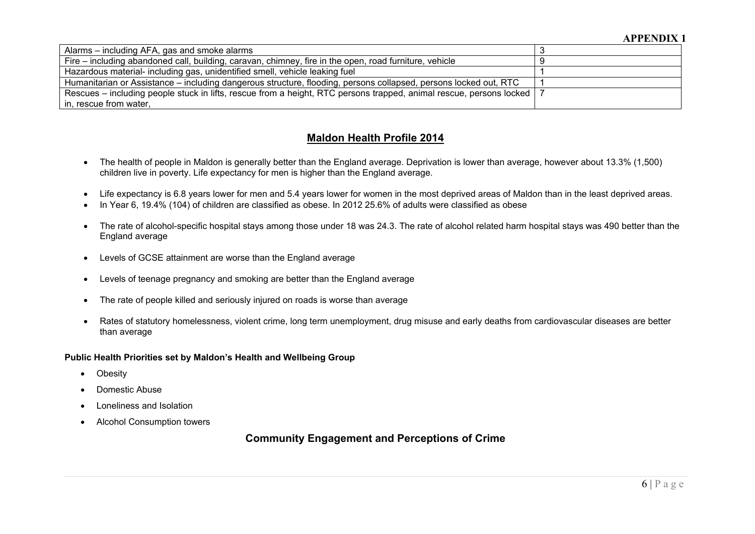| Alarms – including AFA, gas and smoke alarms | 3 |
|---|---|
| Fire – including abandoned call, building, caravan, chimney, fire in the open, road furniture, vehicle | 9 |
| Hazardous material- including gas, unidentified smell, vehicle leaking fuel | 1 |
| Humanitarian or Assistance – including dangerous structure, flooding, persons collapsed, persons locked out, RTC | 1 |
| Rescues – including people stuck in lifts, rescue from a height, RTC persons trapped, animal rescue, persons locked in, rescue from water, | 7 |

## Maldon Health Profile 2014

- The health of people in Maldon is generally better than the England average. Deprivation is lower than average, however about 13.3% (1,500) children live in poverty. Life expectancy for men is higher than the England average.
- Life expectancy is 6.8 years lower for men and 5.4 years lower for women in the most deprived areas of Maldon than in the least deprived areas.
- In Year 6, 19.4% (104) of children are classified as obese. In 2012 25.6% of adults were classified as obese
- The rate of alcohol-specific hospital stays among those under 18 was 24.3. The rate of alcohol related harm hospital stays was 490 better than the England average
- Levels of GCSE attainment are worse than the England average
- Levels of teenage pregnancy and smoking are better than the England average
- The rate of people killed and seriously injured on roads is worse than average
- Rates of statutory homelessness, violent crime, long term unemployment, drug misuse and early deaths from cardiovascular diseases are better than average

**Public Health Priorities set by Maldon's Health and Wellbeing Group**

- Obesity
- Domestic Abuse
- Loneliness and Isolation
- Alcohol Consumption towers

## Community Engagement and Perceptions of Crime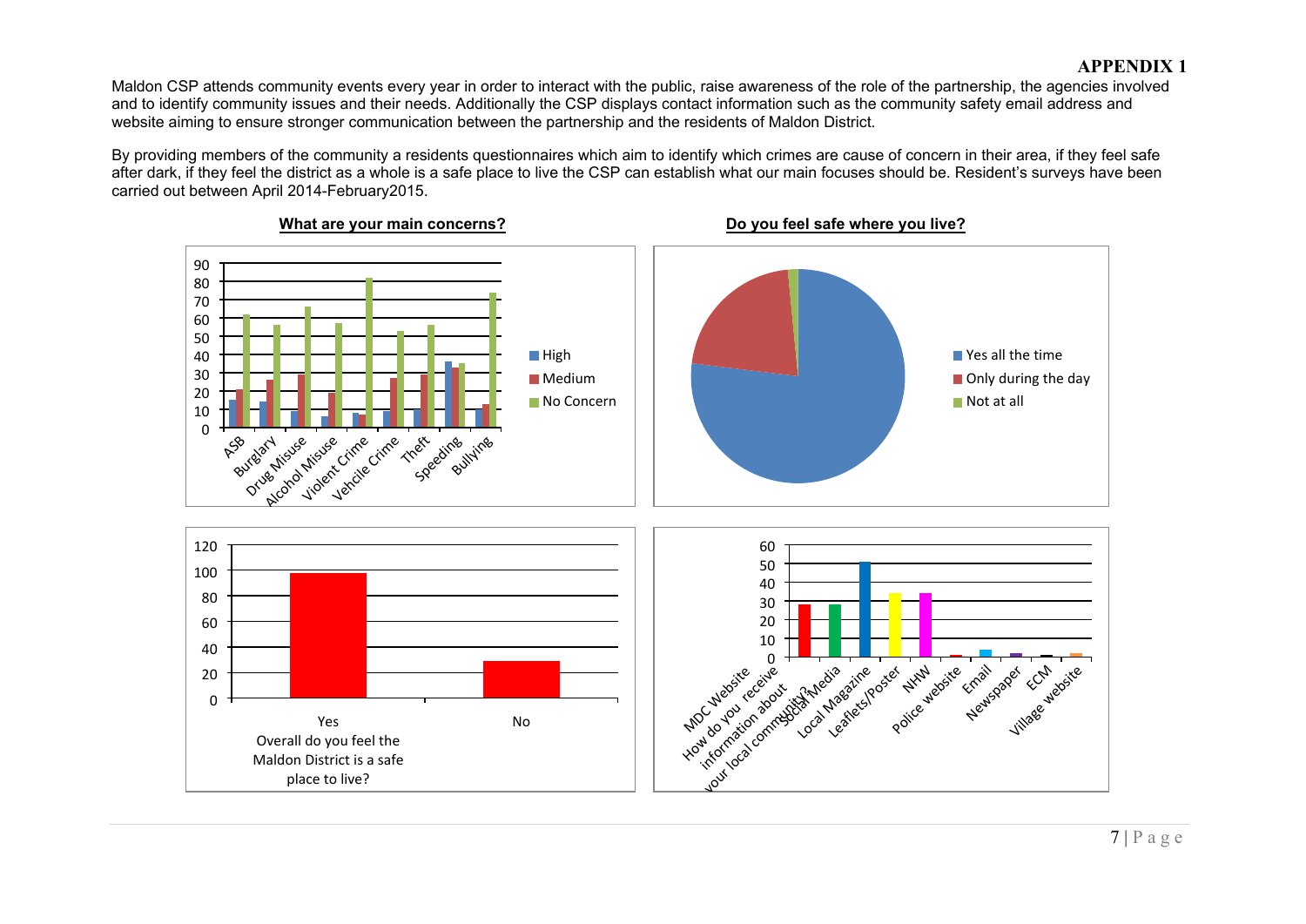**APPENDIX 1**

Maldon CSP attends community events every year in order to interact with the public, raise awareness of the role of the partnership, the agencies involved and to identify community issues and their needs. Additionally the CSP displays contact information such as the community safety email address and website aiming to ensure stronger communication between the partnership and the residents of Maldon District.

By providing members of the community a residents questionnaires which aim to identify which crimes are cause of concern in their area, if they feel safe after dark, if they feel the district as a whole is a safe place to live the CSP can establish what our main focuses should be. Resident's surveys have been carried out between April 2014-February2015.

**What are your main concerns?**

**Do you feel safe where you live?**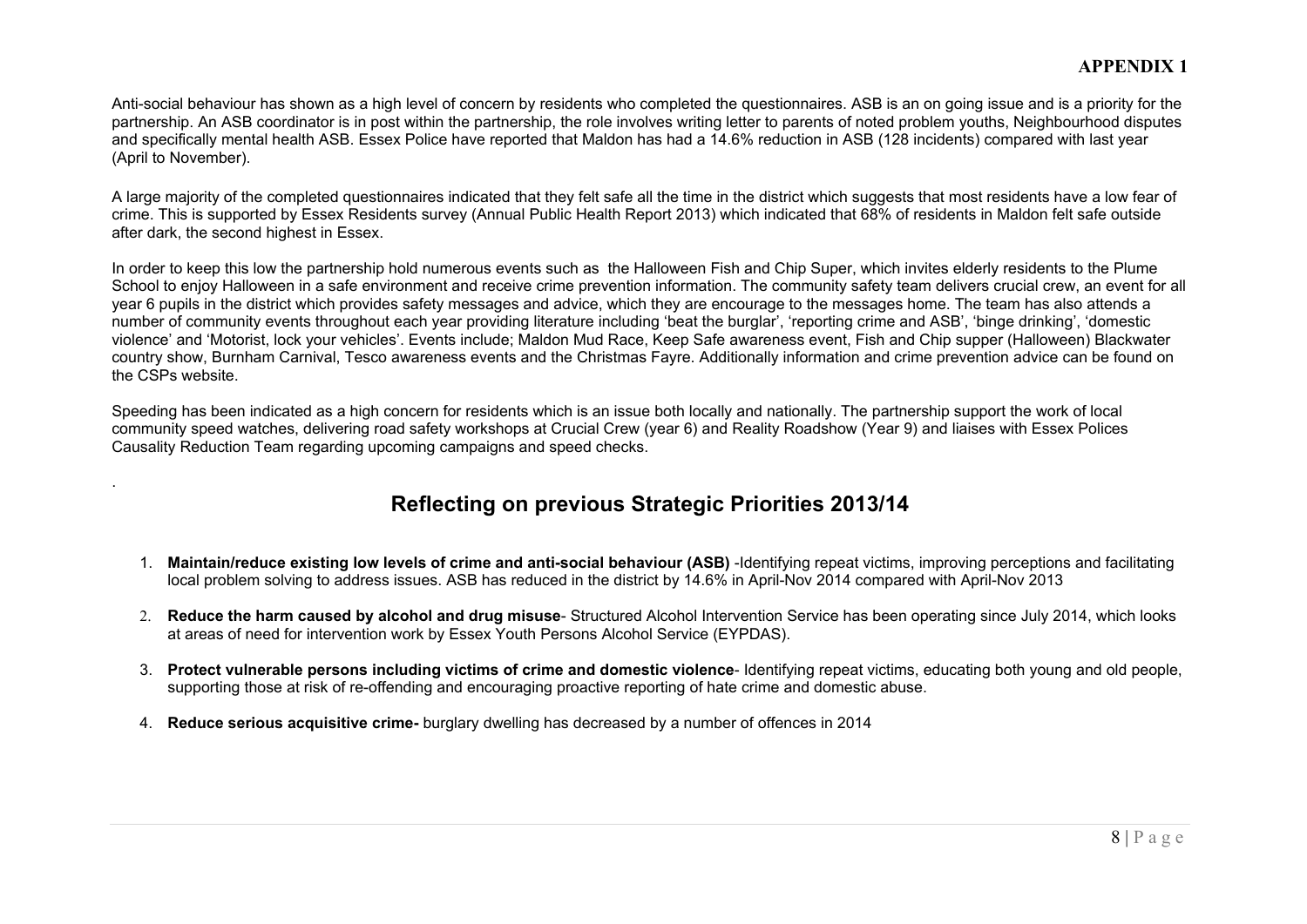Anti-social behaviour has shown as a high level of concern by residents who completed the questionnaires. ASB is an on going issue and is a priority for the partnership. An ASB coordinator is in post within the partnership, the role involves writing letter to parents of noted problem youths, Neighbourhood disputes and specifically mental health ASB. Essex Police have reported that Maldon has had a 14.6% reduction in ASB (128 incidents) compared with last year (April to November).

A large majority of the completed questionnaires indicated that they felt safe all the time in the district which suggests that most residents have a low fear of crime. This is supported by Essex Residents survey (Annual Public Health Report 2013) which indicated that 68% of residents in Maldon felt safe outside after dark, the second highest in Essex.

In order to keep this low the partnership hold numerous events such as the Halloween Fish and Chip Super, which invites elderly residents to the Plume School to enjoy Halloween in a safe environment and receive crime prevention information. The community safety team delivers crucial crew, an event for all year 6 pupils in the district which provides safety messages and advice, which they are encourage to the messages home. The team has also attends a number of community events throughout each year providing literature including 'beat the burglar', 'reporting crime and ASB', 'binge drinking', 'domestic violence' and 'Motorist, lock your vehicles'. Events include; Maldon Mud Race, Keep Safe awareness event, Fish and Chip supper (Halloween) Blackwater country show, Burnham Carnival, Tesco awareness events and the Christmas Fayre. Additionally information and crime prevention advice can be found on the CSPs website.

Speeding has been indicated as a high concern for residents which is an issue both locally and nationally. The partnership support the work of local community speed watches, delivering road safety workshops at Crucial Crew (year 6) and Reality Roadshow (Year 9) and liaises with Essex Polices Causality Reduction Team regarding upcoming campaigns and speed checks.

.

## Reflecting on previous Strategic Priorities 2013/14

1. **Maintain/reduce existing low levels of crime and anti-social behaviour (ASB)** -Identifying repeat victims, improving perceptions and facilitating local problem solving to address issues. ASB has reduced in the district by 14.6% in April-Nov 2014 compared with April-Nov 2013

2. **Reduce the harm caused by alcohol and drug misuse**- Structured Alcohol Intervention Service has been operating since July 2014, which looks at areas of need for intervention work by Essex Youth Persons Alcohol Service (EYPDAS).

3. **Protect vulnerable persons including victims of crime and domestic violence**- Identifying repeat victims, educating both young and old people, supporting those at risk of re-offending and encouraging proactive reporting of hate crime and domestic abuse.

4. **Reduce serious acquisitive crime-** burglary dwelling has decreased by a number of offences in 2014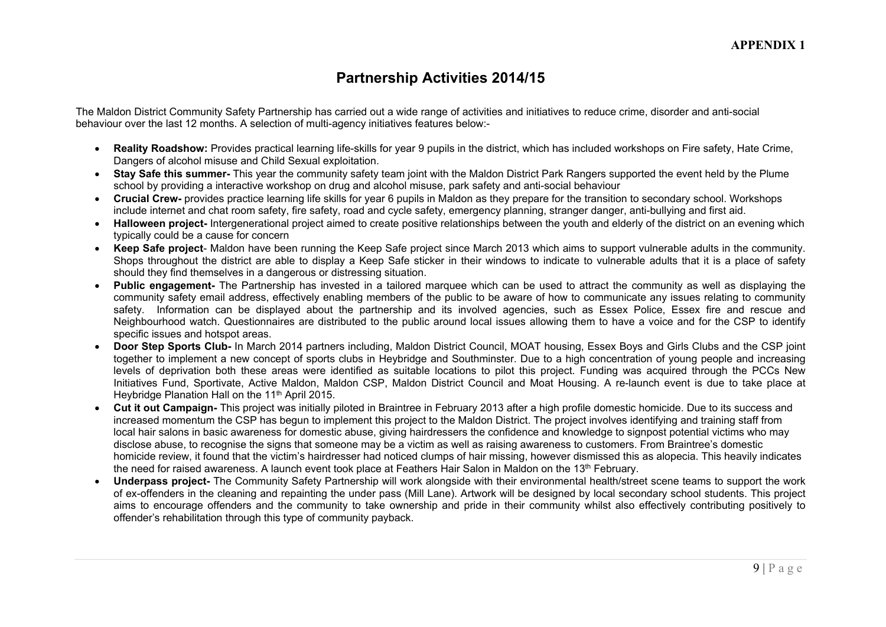**APPENDIX 1**

# Partnership Activities 2014/15

The Maldon District Community Safety Partnership has carried out a wide range of activities and initiatives to reduce crime, disorder and anti-social behaviour over the last 12 months. A selection of multi-agency initiatives features below:-

- **Reality Roadshow:** Provides practical learning life-skills for year 9 pupils in the district, which has included workshops on Fire safety, Hate Crime, Dangers of alcohol misuse and Child Sexual exploitation.
- **Stay Safe this summer-** This year the community safety team joint with the Maldon District Park Rangers supported the event held by the Plume school by providing a interactive workshop on drug and alcohol misuse, park safety and anti-social behaviour
- **Crucial Crew-** provides practice learning life skills for year 6 pupils in Maldon as they prepare for the transition to secondary school. Workshops include internet and chat room safety, fire safety, road and cycle safety, emergency planning, stranger danger, anti-bullying and first aid.
- **Halloween project-** Intergenerational project aimed to create positive relationships between the youth and elderly of the district on an evening which typically could be a cause for concern
- **Keep Safe project**- Maldon have been running the Keep Safe project since March 2013 which aims to support vulnerable adults in the community. Shops throughout the district are able to display a Keep Safe sticker in their windows to indicate to vulnerable adults that it is a place of safety should they find themselves in a dangerous or distressing situation.
- **Public engagement-** The Partnership has invested in a tailored marquee which can be used to attract the community as well as displaying the community safety email address, effectively enabling members of the public to be aware of how to communicate any issues relating to community safety. Information can be displayed about the partnership and its involved agencies, such as Essex Police, Essex fire and rescue and Neighbourhood watch. Questionnaires are distributed to the public around local issues allowing them to have a voice and for the CSP to identify specific issues and hotspot areas.
- **Door Step Sports Club-** In March 2014 partners including, Maldon District Council, MOAT housing, Essex Boys and Girls Clubs and the CSP joint together to implement a new concept of sports clubs in Heybridge and Southminster. Due to a high concentration of young people and increasing levels of deprivation both these areas were identified as suitable locations to pilot this project. Funding was acquired through the PCCs New Initiatives Fund, Sportivate, Active Maldon, Maldon CSP, Maldon District Council and Moat Housing. A re-launch event is due to take place at Heybridge Planation Hall on the 11th April 2015.
- **Cut it out Campaign-** This project was initially piloted in Braintree in February 2013 after a high profile domestic homicide. Due to its success and increased momentum the CSP has begun to implement this project to the Maldon District. The project involves identifying and training staff from local hair salons in basic awareness for domestic abuse, giving hairdressers the confidence and knowledge to signpost potential victims who may disclose abuse, to recognise the signs that someone may be a victim as well as raising awareness to customers. From Braintree's domestic homicide review, it found that the victim's hairdresser had noticed clumps of hair missing, however dismissed this as alopecia. This heavily indicates the need for raised awareness. A launch event took place at Feathers Hair Salon in Maldon on the 13th February.
- **Underpass project-** The Community Safety Partnership will work alongside with their environmental health/street scene teams to support the work of ex-offenders in the cleaning and repainting the under pass (Mill Lane). Artwork will be designed by local secondary school students. This project aims to encourage offenders and the community to take ownership and pride in their community whilst also effectively contributing positively to offender's rehabilitation through this type of community payback.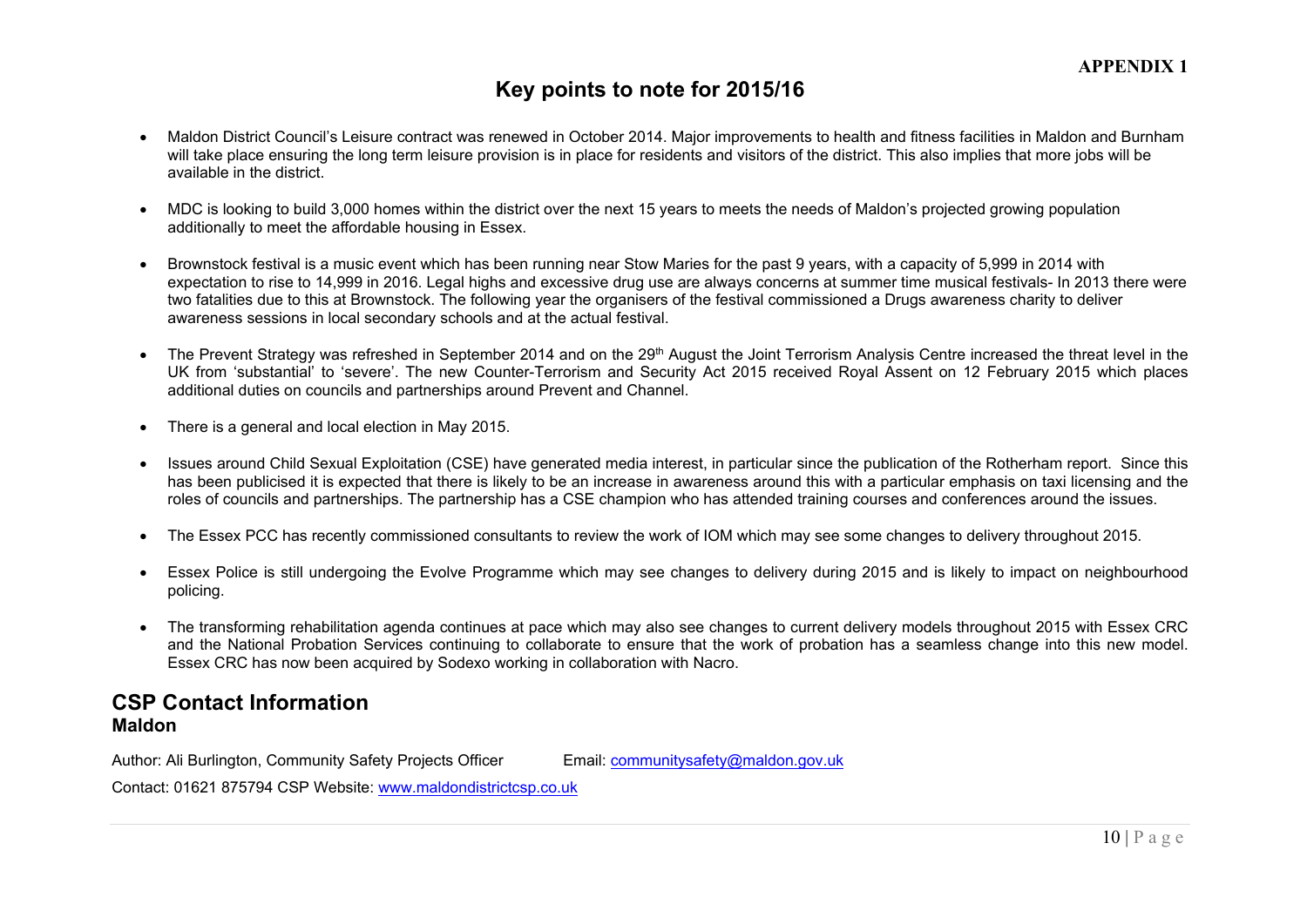**APPENDIX 1**

# Key points to note for 2015/16

- Maldon District Council's Leisure contract was renewed in October 2014. Major improvements to health and fitness facilities in Maldon and Burnham will take place ensuring the long term leisure provision is in place for residents and visitors of the district. This also implies that more jobs will be available in the district.

- MDC is looking to build 3,000 homes within the district over the next 15 years to meets the needs of Maldon's projected growing population additionally to meet the affordable housing in Essex.

- Brownstock festival is a music event which has been running near Stow Maries for the past 9 years, with a capacity of 5,999 in 2014 with expectation to rise to 14,999 in 2016. Legal highs and excessive drug use are always concerns at summer time musical festivals- In 2013 there were two fatalities due to this at Brownstock. The following year the organisers of the festival commissioned a Drugs awareness charity to deliver awareness sessions in local secondary schools and at the actual festival.

- The Prevent Strategy was refreshed in September 2014 and on the 29th August the Joint Terrorism Analysis Centre increased the threat level in the UK from 'substantial' to 'severe'. The new Counter-Terrorism and Security Act 2015 received Royal Assent on 12 February 2015 which places additional duties on councils and partnerships around Prevent and Channel.

- There is a general and local election in May 2015.

- Issues around Child Sexual Exploitation (CSE) have generated media interest, in particular since the publication of the Rotherham report. Since this has been publicised it is expected that there is likely to be an increase in awareness around this with a particular emphasis on taxi licensing and the roles of councils and partnerships. The partnership has a CSE champion who has attended training courses and conferences around the issues.

- The Essex PCC has recently commissioned consultants to review the work of IOM which may see some changes to delivery throughout 2015.

- Essex Police is still undergoing the Evolve Programme which may see changes to delivery during 2015 and is likely to impact on neighbourhood policing.

- The transforming rehabilitation agenda continues at pace which may also see changes to current delivery models throughout 2015 with Essex CRC and the National Probation Services continuing to collaborate to ensure that the work of probation has a seamless change into this new model. Essex CRC has now been acquired by Sodexo working in collaboration with Nacro.

## CSP Contact Information

### Maldon

Author: Ali Burlington, Community Safety Projects Officer Email: communitysafety@maldon.gov.uk

Contact: 01621 875794 CSP Website: www.maldondistrictcsp.co.uk